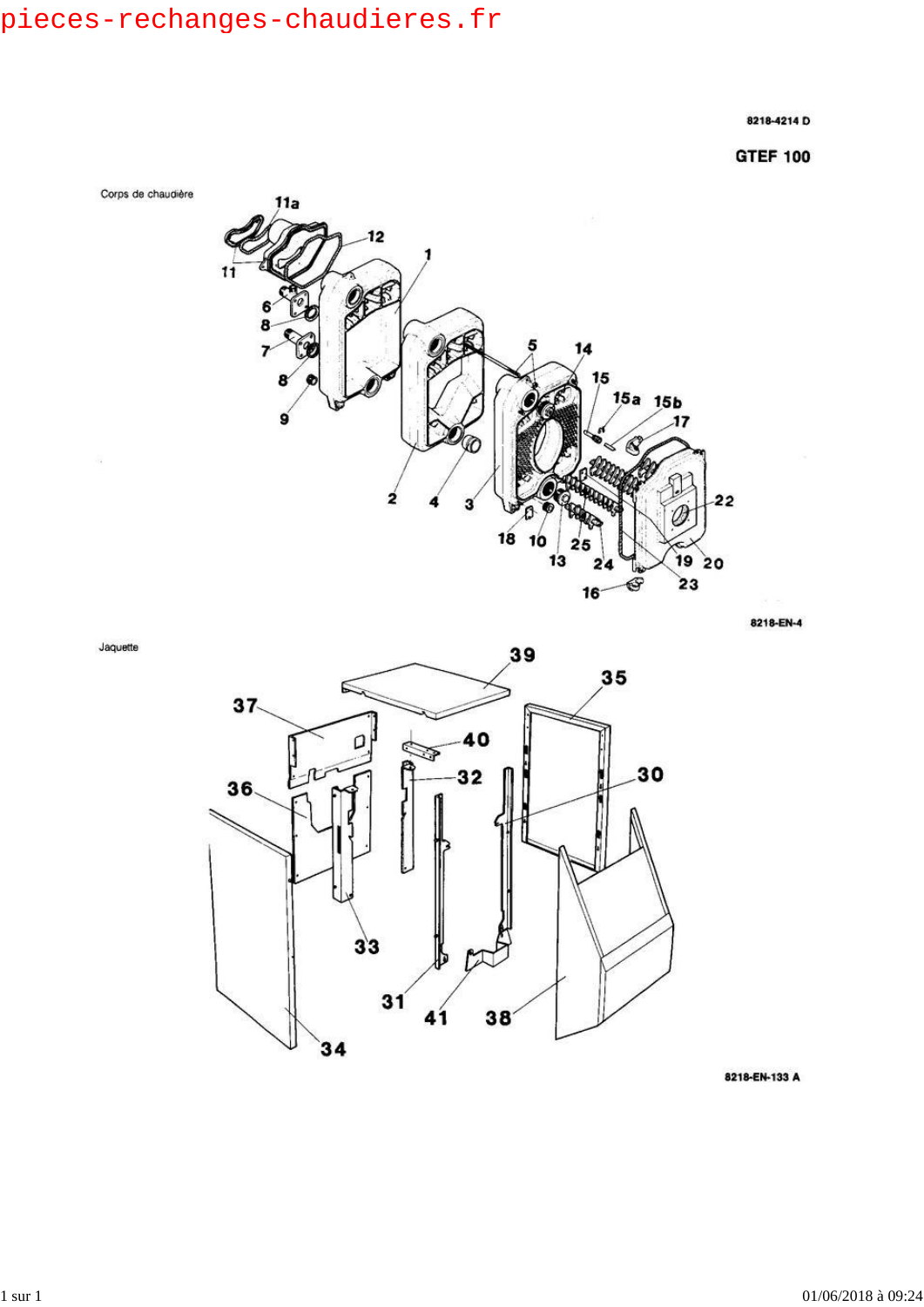pieces-rechanges-chaudieres.fr

8218-4214 D

**GTEF 100**

Corps de chaudière

11a
12
1
11
6
8
7
8
9
5
14
15
15a
15b
17
2
4
3
22
18
10
25
13
24
19
20
23
16

8218-EN-4

Jaquette

39
35
37
40
32
30
36
33
31
41
38
34

8218-EN-133 A

01/06/2018 à 09:24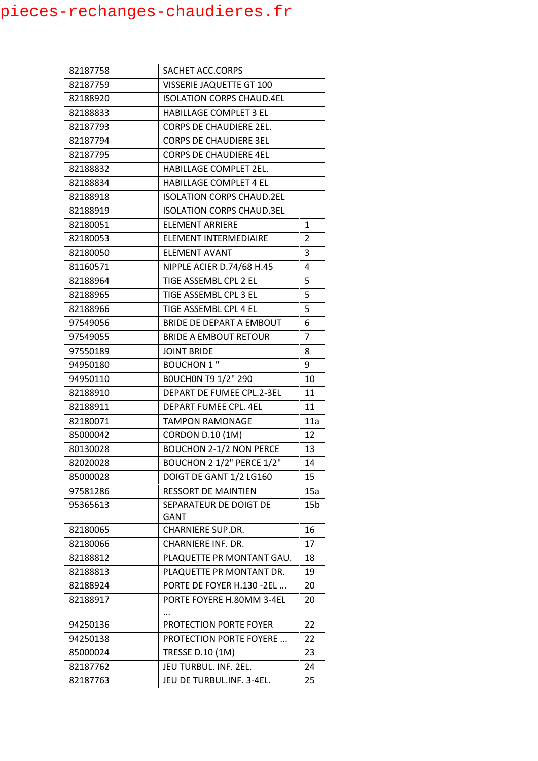pieces-rechanges-chaudieres.fr

| | | |
|---|---|---|
| 82187758 | SACHET ACC.CORPS | |
| 82187759 | VISSERIE JAQUETTE GT 100 | |
| 82188920 | ISOLATION CORPS CHAUD.4EL | |
| 82188833 | HABILLAGE COMPLET 3 EL | |
| 82187793 | CORPS DE CHAUDIERE 2EL. | |
| 82187794 | CORPS DE CHAUDIERE 3EL | |
| 82187795 | CORPS DE CHAUDIERE 4EL | |
| 82188832 | HABILLAGE COMPLET 2EL. | |
| 82188834 | HABILLAGE COMPLET 4 EL | |
| 82188918 | ISOLATION CORPS CHAUD.2EL | |
| 82188919 | ISOLATION CORPS CHAUD.3EL | |
| 82180051 | ELEMENT ARRIERE | 1 |
| 82180053 | ELEMENT INTERMEDIAIRE | 2 |
| 82180050 | ELEMENT AVANT | 3 |
| 81160571 | NIPPLE ACIER D.74/68 H.45 | 4 |
| 82188964 | TIGE ASSEMBL CPL 2 EL | 5 |
| 82188965 | TIGE ASSEMBL CPL 3 EL | 5 |
| 82188966 | TIGE ASSEMBL CPL 4 EL | 5 |
| 97549056 | BRIDE DE DEPART A EMBOUT | 6 |
| 97549055 | BRIDE A EMBOUT RETOUR | 7 |
| 97550189 | JOINT BRIDE | 8 |
| 94950180 | BOUCHON 1 " | 9 |
| 94950110 | BOUCHON T9 1/2" 290 | 10 |
| 82188910 | DEPART DE FUMEE CPL.2-3EL | 11 |
| 82188911 | DEPART FUMEE CPL. 4EL | 11 |
| 82180071 | TAMPON RAMONAGE | 11a |
| 85000042 | CORDON D.10 (1M) | 12 |
| 80130028 | BOUCHON 2-1/2 NON PERCE | 13 |
| 82020028 | BOUCHON 2 1/2" PERCE 1/2" | 14 |
| 85000028 | DOIGT DE GANT 1/2 LG160 | 15 |
| 97581286 | RESSORT DE MAINTIEN | 15a |
| 95365613 | SEPARATEUR DE DOIGT DE GANT | 15b |
| 82180065 | CHARNIERE SUP.DR. | 16 |
| 82180066 | CHARNIERE INF. DR. | 17 |
| 82188812 | PLAQUETTE PR MONTANT GAU. | 18 |
| 82188813 | PLAQUETTE PR MONTANT DR. | 19 |
| 82188924 | PORTE DE FOYER H.130 -2EL ... | 20 |
| 82188917 | PORTE FOYERE H.80MM 3-4EL ... | 20 |
| 94250136 | PROTECTION PORTE FOYER | 22 |
| 94250138 | PROTECTION PORTE FOYERE ... | 22 |
| 85000024 | TRESSE D.10 (1M) | 23 |
| 82187762 | JEU TURBUL. INF. 2EL. | 24 |
| 82187763 | JEU DE TURBUL.INF. 3-4EL. | 25 |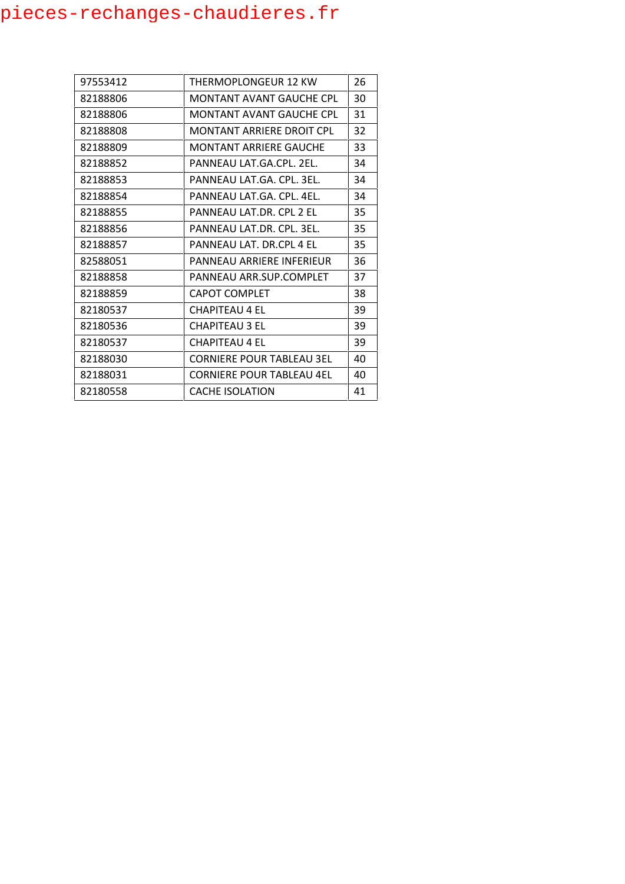| 97553412 | THERMOPLONGEUR 12 KW | 26 |
|---|---|---|
| 82188806 | MONTANT AVANT GAUCHE CPL | 30 |
| 82188806 | MONTANT AVANT GAUCHE CPL | 31 |
| 82188808 | MONTANT ARRIERE DROIT CPL | 32 |
| 82188809 | MONTANT ARRIERE GAUCHE | 33 |
| 82188852 | PANNEAU LAT.GA.CPL. 2EL. | 34 |
| 82188853 | PANNEAU LAT.GA. CPL. 3EL. | 34 |
| 82188854 | PANNEAU LAT.GA. CPL. 4EL. | 34 |
| 82188855 | PANNEAU LAT.DR. CPL 2 EL | 35 |
| 82188856 | PANNEAU LAT.DR. CPL. 3EL. | 35 |
| 82188857 | PANNEAU LAT. DR.CPL 4 EL | 35 |
| 82588051 | PANNEAU ARRIERE INFERIEUR | 36 |
| 82188858 | PANNEAU ARR.SUP.COMPLET | 37 |
| 82188859 | CAPOT COMPLET | 38 |
| 82180537 | CHAPITEAU 4 EL | 39 |
| 82180536 | CHAPITEAU 3 EL | 39 |
| 82180537 | CHAPITEAU 4 EL | 39 |
| 82188030 | CORNIERE POUR TABLEAU 3EL | 40 |
| 82188031 | CORNIERE POUR TABLEAU 4EL | 40 |
| 82180558 | CACHE ISOLATION | 41 |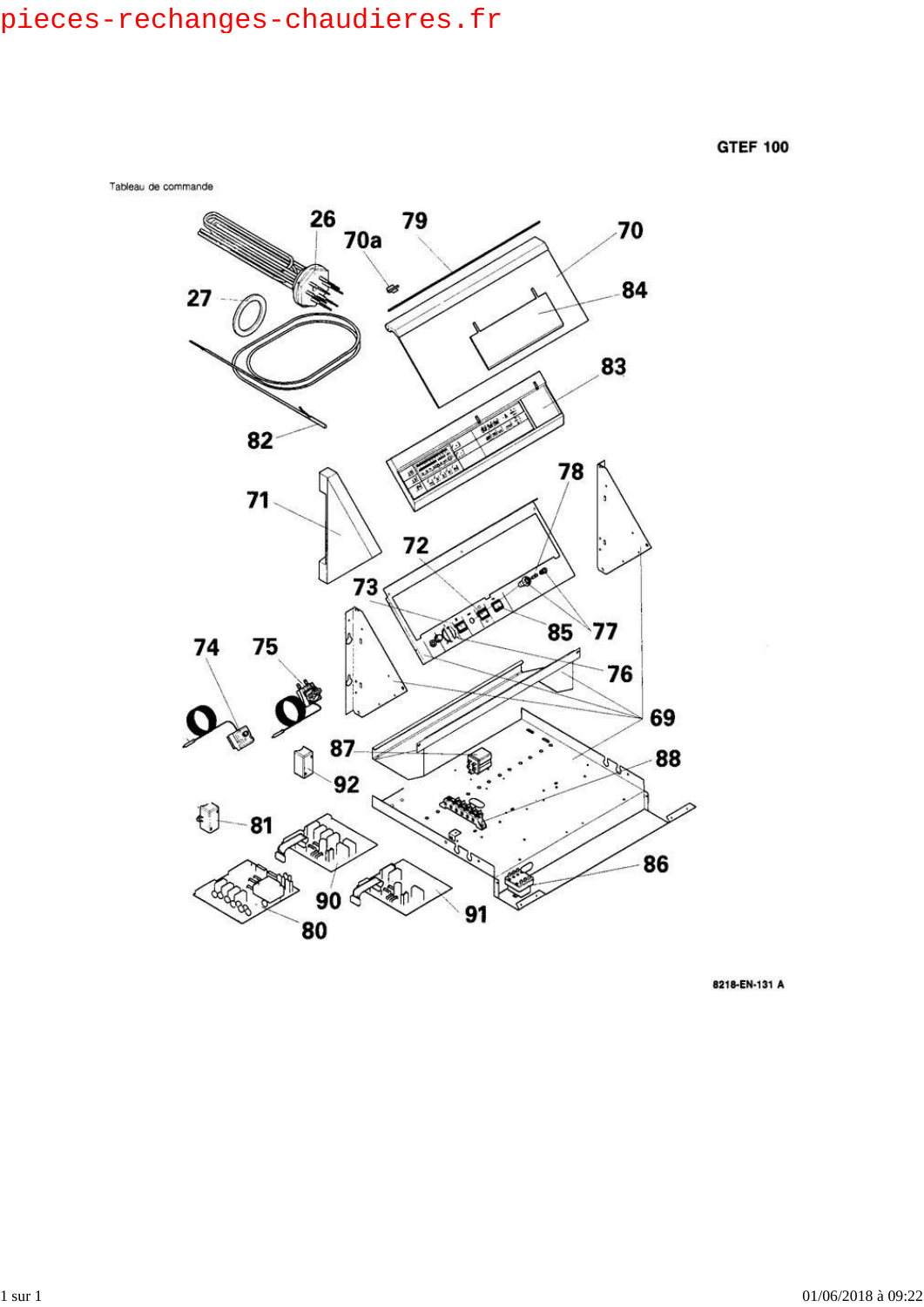GTEF 100

Tableau de commande

26 70a 79 70 27 84 83 82 71 78 72 73 85 77 74 75 76 69 87 88 92 81 86 90 91 80

8218-EN-131 A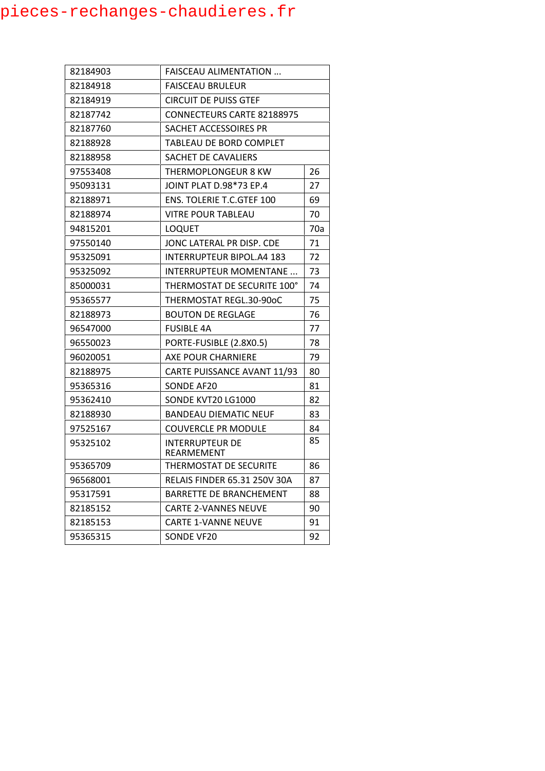| | | |
|---|---|---|
| 82184903 | FAISCEAU ALIMENTATION ... | |
| 82184918 | FAISCEAU BRULEUR | |
| 82184919 | CIRCUIT DE PUISS GTEF | |
| 82187742 | CONNECTEURS CARTE 82188975 | |
| 82187760 | SACHET ACCESSOIRES PR | |
| 82188928 | TABLEAU DE BORD COMPLET | |
| 82188958 | SACHET DE CAVALIERS | |
| 97553408 | THERMOPLONGEUR 8 KW | 26 |
| 95093131 | JOINT PLAT D.98*73 EP.4 | 27 |
| 82188971 | ENS. TOLERIE T.C.GTEF 100 | 69 |
| 82188974 | VITRE POUR TABLEAU | 70 |
| 94815201 | LOQUET | 70a |
| 97550140 | JONC LATERAL PR DISP. CDE | 71 |
| 95325091 | INTERRUPTEUR BIPOL.A4 183 | 72 |
| 95325092 | INTERRUPTEUR MOMENTANE ... | 73 |
| 85000031 | THERMOSTAT DE SECURITE 100° | 74 |
| 95365577 | THERMOSTAT REGL.30-90oC | 75 |
| 82188973 | BOUTON DE REGLAGE | 76 |
| 96547000 | FUSIBLE 4A | 77 |
| 96550023 | PORTE-FUSIBLE (2.8X0.5) | 78 |
| 96020051 | AXE POUR CHARNIERE | 79 |
| 82188975 | CARTE PUISSANCE AVANT 11/93 | 80 |
| 95365316 | SONDE AF20 | 81 |
| 95362410 | SONDE KVT20 LG1000 | 82 |
| 82188930 | BANDEAU DIEMATIC NEUF | 83 |
| 97525167 | COUVERCLE PR MODULE | 84 |
| 95325102 | INTERRUPTEUR DE REARMEMENT | 85 |
| 95365709 | THERMOSTAT DE SECURITE | 86 |
| 96568001 | RELAIS FINDER 65.31 250V 30A | 87 |
| 95317591 | BARRETTE DE BRANCHEMENT | 88 |
| 82185152 | CARTE 2-VANNES NEUVE | 90 |
| 82185153 | CARTE 1-VANNE NEUVE | 91 |
| 95365315 | SONDE VF20 | 92 |